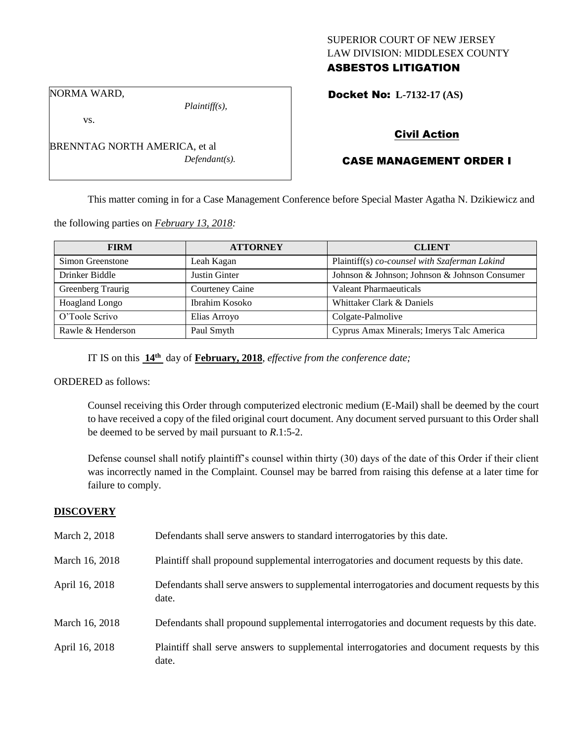SUPERIOR COURT OF NEW JERSEY
LAW DIVISION: MIDDLESEX COUNTY
**ASBESTOS LITIGATION**

NORMA WARD,
*Plaintiff(s),*

vs.

BRENNTAG NORTH AMERICA, et al
*Defendant(s).*

**Docket No: L-7132-17 (AS)**

**Civil Action**

**CASE MANAGEMENT ORDER I**

This matter coming in for a Case Management Conference before Special Master Agatha N. Dzikiewicz and the following parties on *February 13, 2018:*

| FIRM | ATTORNEY | CLIENT |
|---|---|---|
| Simon Greenstone | Leah Kagan | Plaintiff(s) *co-counsel with Szaferman Lakind* |
| Drinker Biddle | Justin Ginter | Johnson & Johnson; Johnson & Johnson Consumer |
| Greenberg Traurig | Courteney Caine | Valeant Pharmaeuticals |
| Hoagland Longo | Ibrahim Kosoko | Whittaker Clark & Daniels |
| O'Toole Scrivo | Elias Arroyo | Colgate-Palmolive |
| Rawle & Henderson | Paul Smyth | Cyprus Amax Minerals; Imerys Talc America |

IT IS on this **14th** day of **February, 2018**, *effective from the conference date;*

ORDERED as follows:

Counsel receiving this Order through computerized electronic medium (E-Mail) shall be deemed by the court to have received a copy of the filed original court document. Any document served pursuant to this Order shall be deemed to be served by mail pursuant to *R*.1:5-2.

Defense counsel shall notify plaintiff's counsel within thirty (30) days of the date of this Order if their client was incorrectly named in the Complaint. Counsel may be barred from raising this defense at a later time for failure to comply.

**DISCOVERY**

| | |
|---|---|
| March 2, 2018 | Defendants shall serve answers to standard interrogatories by this date. |
| March 16, 2018 | Plaintiff shall propound supplemental interrogatories and document requests by this date. |
| April 16, 2018 | Defendants shall serve answers to supplemental interrogatories and document requests by this date. |
| March 16, 2018 | Defendants shall propound supplemental interrogatories and document requests by this date. |
| April 16, 2018 | Plaintiff shall serve answers to supplemental interrogatories and document requests by this date. |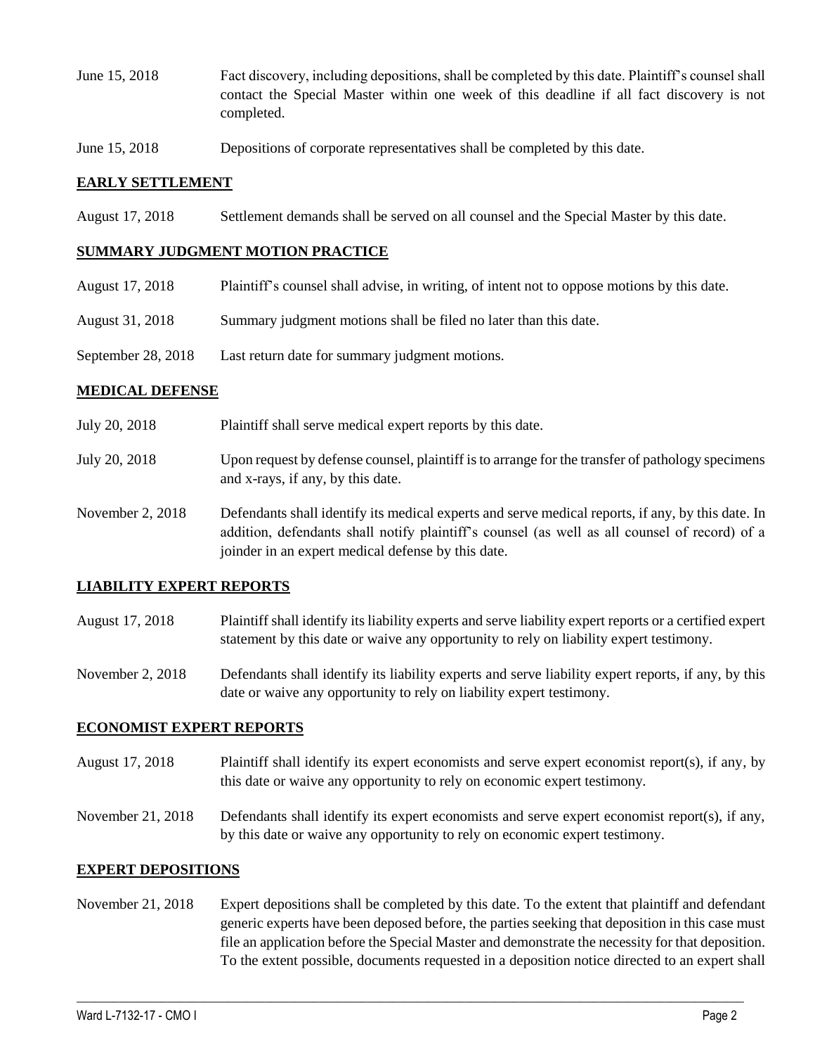June 15, 2018 Fact discovery, including depositions, shall be completed by this date. Plaintiff's counsel shall contact the Special Master within one week of this deadline if all fact discovery is not completed.

June 15, 2018 Depositions of corporate representatives shall be completed by this date.

## EARLY SETTLEMENT

August 17, 2018 Settlement demands shall be served on all counsel and the Special Master by this date.

## SUMMARY JUDGMENT MOTION PRACTICE

August 17, 2018 Plaintiff's counsel shall advise, in writing, of intent not to oppose motions by this date.

August 31, 2018 Summary judgment motions shall be filed no later than this date.

September 28, 2018 Last return date for summary judgment motions.

## MEDICAL DEFENSE

July 20, 2018 Plaintiff shall serve medical expert reports by this date.

July 20, 2018 Upon request by defense counsel, plaintiff is to arrange for the transfer of pathology specimens and x-rays, if any, by this date.

November 2, 2018 Defendants shall identify its medical experts and serve medical reports, if any, by this date. In addition, defendants shall notify plaintiff's counsel (as well as all counsel of record) of a joinder in an expert medical defense by this date.

## LIABILITY EXPERT REPORTS

August 17, 2018 Plaintiff shall identify its liability experts and serve liability expert reports or a certified expert statement by this date or waive any opportunity to rely on liability expert testimony.

November 2, 2018 Defendants shall identify its liability experts and serve liability expert reports, if any, by this date or waive any opportunity to rely on liability expert testimony.

## ECONOMIST EXPERT REPORTS

August 17, 2018 Plaintiff shall identify its expert economists and serve expert economist report(s), if any, by this date or waive any opportunity to rely on economic expert testimony.

November 21, 2018 Defendants shall identify its expert economists and serve expert economist report(s), if any, by this date or waive any opportunity to rely on economic expert testimony.

## EXPERT DEPOSITIONS

November 21, 2018 Expert depositions shall be completed by this date. To the extent that plaintiff and defendant generic experts have been deposed before, the parties seeking that deposition in this case must file an application before the Special Master and demonstrate the necessity for that deposition. To the extent possible, documents requested in a deposition notice directed to an expert shall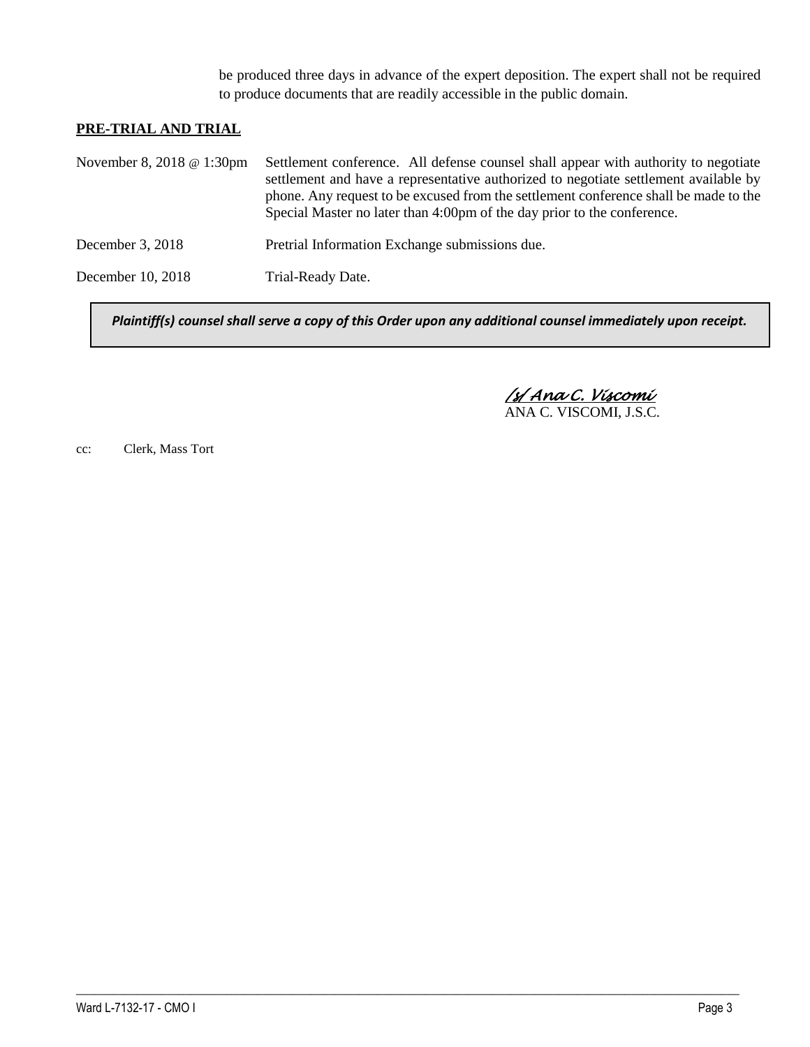be produced three days in advance of the expert deposition. The expert shall not be required to produce documents that are readily accessible in the public domain.

**PRE-TRIAL AND TRIAL**

| | |
|---|---|
| November 8, 2018 @ 1:30pm | Settlement conference. All defense counsel shall appear with authority to negotiate settlement and have a representative authorized to negotiate settlement available by phone. Any request to be excused from the settlement conference shall be made to the Special Master no later than 4:00pm of the day prior to the conference. |
| December 3, 2018 | Pretrial Information Exchange submissions due. |
| December 10, 2018 | Trial-Ready Date. |

***Plaintiff(s) counsel shall serve a copy of this Order upon any additional counsel immediately upon receipt.***

/s/ Ana C. Viscomi
ANA C. VISCOMI, J.S.C.

cc: Clerk, Mass Tort